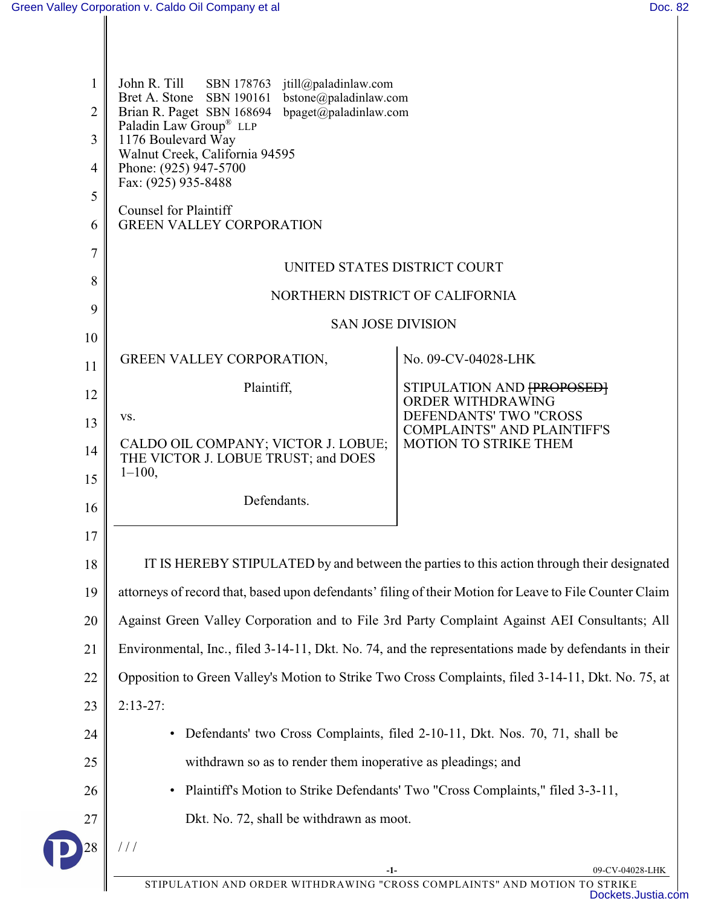John R. Till SBN 178763 jtill@paladinlaw.com
Bret A. Stone SBN 190161 bstone@paladinlaw.com
Brian R. Paget SBN 168694 bpaget@paladinlaw.com
Paladin Law Group® LLP
1176 Boulevard Way
Walnut Creek, California 94595
Phone: (925) 947-5700
Fax: (925) 935-8488

Counsel for Plaintiff
GREEN VALLEY CORPORATION

UNITED STATES DISTRICT COURT

NORTHERN DISTRICT OF CALIFORNIA

SAN JOSE DIVISION

| | |
|---|---|
| GREEN VALLEY CORPORATION,<br><br>Plaintiff,<br><br>vs.<br><br>CALDO OIL COMPANY; VICTOR J. LOBUE; THE VICTOR J. LOBUE TRUST; and DOES 1–100,<br><br>Defendants. | No. 09-CV-04028-LHK<br><br>STIPULATION AND ~~[PROPOSED]~~ ORDER WITHDRAWING DEFENDANTS' TWO "CROSS COMPLAINTS" AND PLAINTIFF'S MOTION TO STRIKE THEM |

IT IS HEREBY STIPULATED by and between the parties to this action through their designated attorneys of record that, based upon defendants' filing of their Motion for Leave to File Counter Claim Against Green Valley Corporation and to File 3rd Party Complaint Against AEI Consultants; All Environmental, Inc., filed 3-14-11, Dkt. No. 74, and the representations made by defendants in their Opposition to Green Valley's Motion to Strike Two Cross Complaints, filed 3-14-11, Dkt. No. 75, at 2:13-27:

- Defendants' two Cross Complaints, filed 2-10-11, Dkt. Nos. 70, 71, shall be withdrawn so as to render them inoperative as pleadings; and
- Plaintiff's Motion to Strike Defendants' Two "Cross Complaints," filed 3-3-11, Dkt. No. 72, shall be withdrawn as moot.

/ / /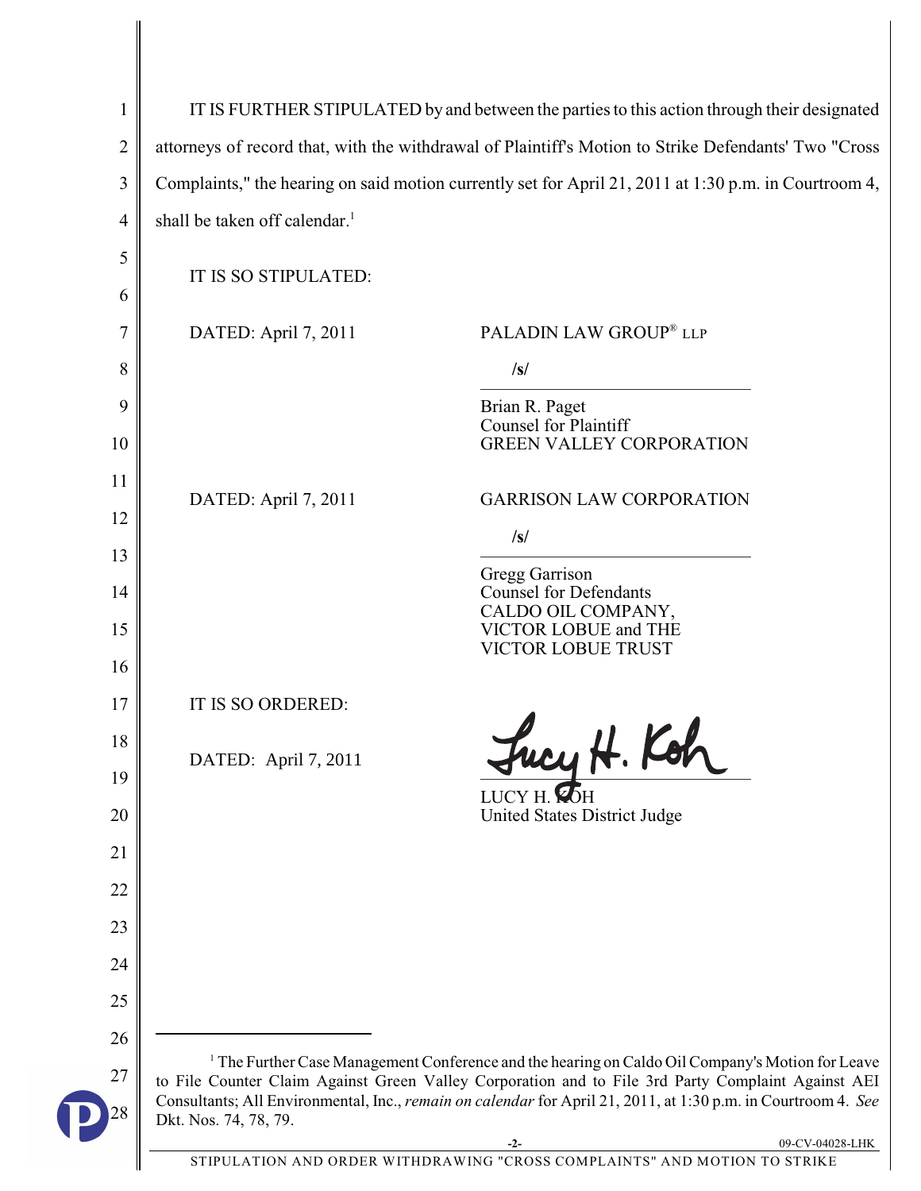IT IS FURTHER STIPULATED by and between the parties to this action through their designated attorneys of record that, with the withdrawal of Plaintiff's Motion to Strike Defendants' Two "Cross Complaints," the hearing on said motion currently set for April 21, 2011 at 1:30 p.m. in Courtroom 4, shall be taken off calendar.[1]

IT IS SO STIPULATED:

DATED: April 7, 2011

PALADIN LAW GROUP® LLP

**/s/**

Brian R. Paget
Counsel for Plaintiff
GREEN VALLEY CORPORATION

DATED: April 7, 2011

GARRISON LAW CORPORATION

**/s/**

Gregg Garrison
Counsel for Defendants
CALDO OIL COMPANY,
VICTOR LOBUE and THE
VICTOR LOBUE TRUST

IT IS SO ORDERED:

DATED: April 7, 2011

Lucy H. Koh

LUCY H. KOH
United States District Judge

---

[1] The Further Case Management Conference and the hearing on Caldo Oil Company's Motion for Leave to File Counter Claim Against Green Valley Corporation and to File 3rd Party Complaint Against AEI Consultants; All Environmental, Inc., *remain on calendar* for April 21, 2011, at 1:30 p.m. in Courtroom 4. *See* Dkt. Nos. 74, 78, 79.